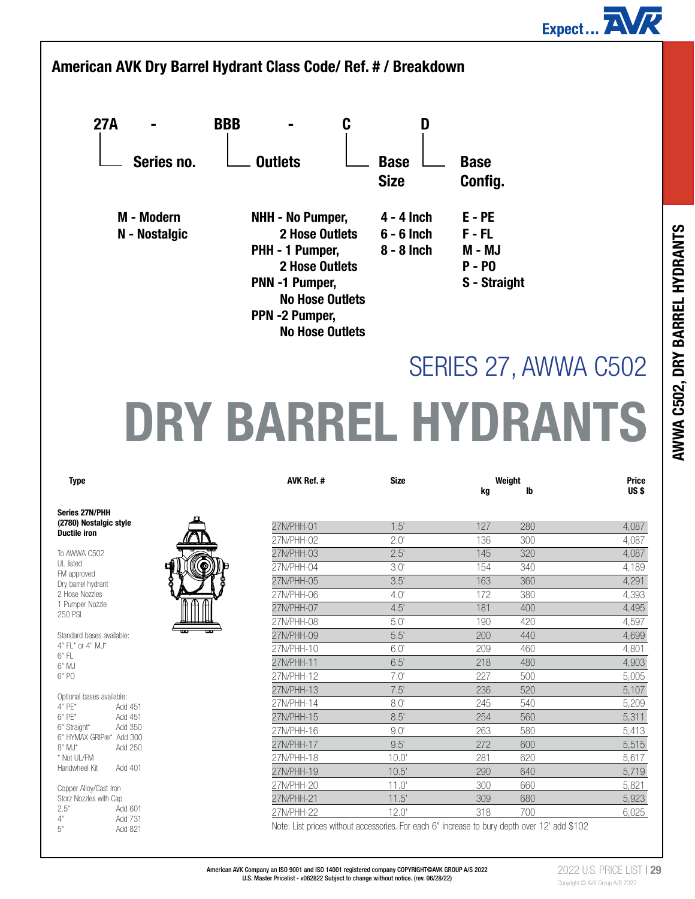## American AVK Dry Barrel Hydrant Class Code/ Ref. # / Breakdown

**27A - BBB - C D**

| Series no. | Outlets | Base Size | Base Config. |
|---|---|---|---|
| M - Modern | NHH - No Pumper, 2 Hose Outlets | 4 - 4 Inch | E - PE |
| N - Nostalgic | PHH - 1 Pumper, 2 Hose Outlets | 6 - 6 Inch | F - FL |
| | PNN -1 Pumper, No Hose Outlets | 8 - 8 Inch | M - MJ |
| | PPN -2 Pumper, No Hose Outlets | | P - PO |
| | | | S - Straight |

# SERIES 27, AWWA C502

# DRY BARREL HYDRANTS

**Type**

**Series 27N/PHH (2780) Nostalgic style Ductile iron**

To AWWA C502
UL listed
FM approved
Dry barrel hydrant
2 Hose Nozzles
1 Pumper Nozzle
250 PSI

Standard bases available:
4" FL* or 4" MJ*
6" FL
6" MJ
6" PO

Optional bases available:

| | |
|---|---|
| 4" PE* | Add 451 |
| 6" PE* | Add 451 |
| 6" Straight* | Add 350 |
| 6" HYMAX GRIP®* | Add 300 |
| 8" MJ* | Add 250 |
| * Not UL/FM | |
| Handwheel Kit | Add 401 |

Copper Alloy/Cast Iron Storz Nozzles with Cap

| | |
|---|---|
| 2.5" | Add 601 |
| 4" | Add 731 |
| 5" | Add 821 |

| AVK Ref. # | Size | Weight kg | Weight lb | Price US $ |
|---|---|---|---|---|
| 27N/PHH-01 | 1.5' | 127 | 280 | 4,087 |
| 27N/PHH-02 | 2.0' | 136 | 300 | 4,087 |
| 27N/PHH-03 | 2.5' | 145 | 320 | 4,087 |
| 27N/PHH-04 | 3.0' | 154 | 340 | 4,189 |
| 27N/PHH-05 | 3.5' | 163 | 360 | 4,291 |
| 27N/PHH-06 | 4.0' | 172 | 380 | 4,393 |
| 27N/PHH-07 | 4.5' | 181 | 400 | 4,495 |
| 27N/PHH-08 | 5.0' | 190 | 420 | 4,597 |
| 27N/PHH-09 | 5.5' | 200 | 440 | 4,699 |
| 27N/PHH-10 | 6.0' | 209 | 460 | 4,801 |
| 27N/PHH-11 | 6.5' | 218 | 480 | 4,903 |
| 27N/PHH-12 | 7.0' | 227 | 500 | 5,005 |
| 27N/PHH-13 | 7.5' | 236 | 520 | 5,107 |
| 27N/PHH-14 | 8.0' | 245 | 540 | 5,209 |
| 27N/PHH-15 | 8.5' | 254 | 560 | 5,311 |
| 27N/PHH-16 | 9.0' | 263 | 580 | 5,413 |
| 27N/PHH-17 | 9.5' | 272 | 600 | 5,515 |
| 27N/PHH-18 | 10.0' | 281 | 620 | 5,617 |
| 27N/PHH-19 | 10.5' | 290 | 640 | 5,719 |
| 27N/PHH-20 | 11.0' | 300 | 660 | 5,821 |
| 27N/PHH-21 | 11.5' | 309 | 680 | 5,923 |
| 27N/PHH-22 | 12.0' | 318 | 700 | 6,025 |

Note: List prices without accessories. For each 6" increase to bury depth over 12' add $102

American AVK Company an ISO 9001 and ISO 14001 registered company COPYRIGHT©AVK GROUP A/S 2022
U.S. Master Pricelist - v062822 Subject to change without notice. (rev. 06/28/22)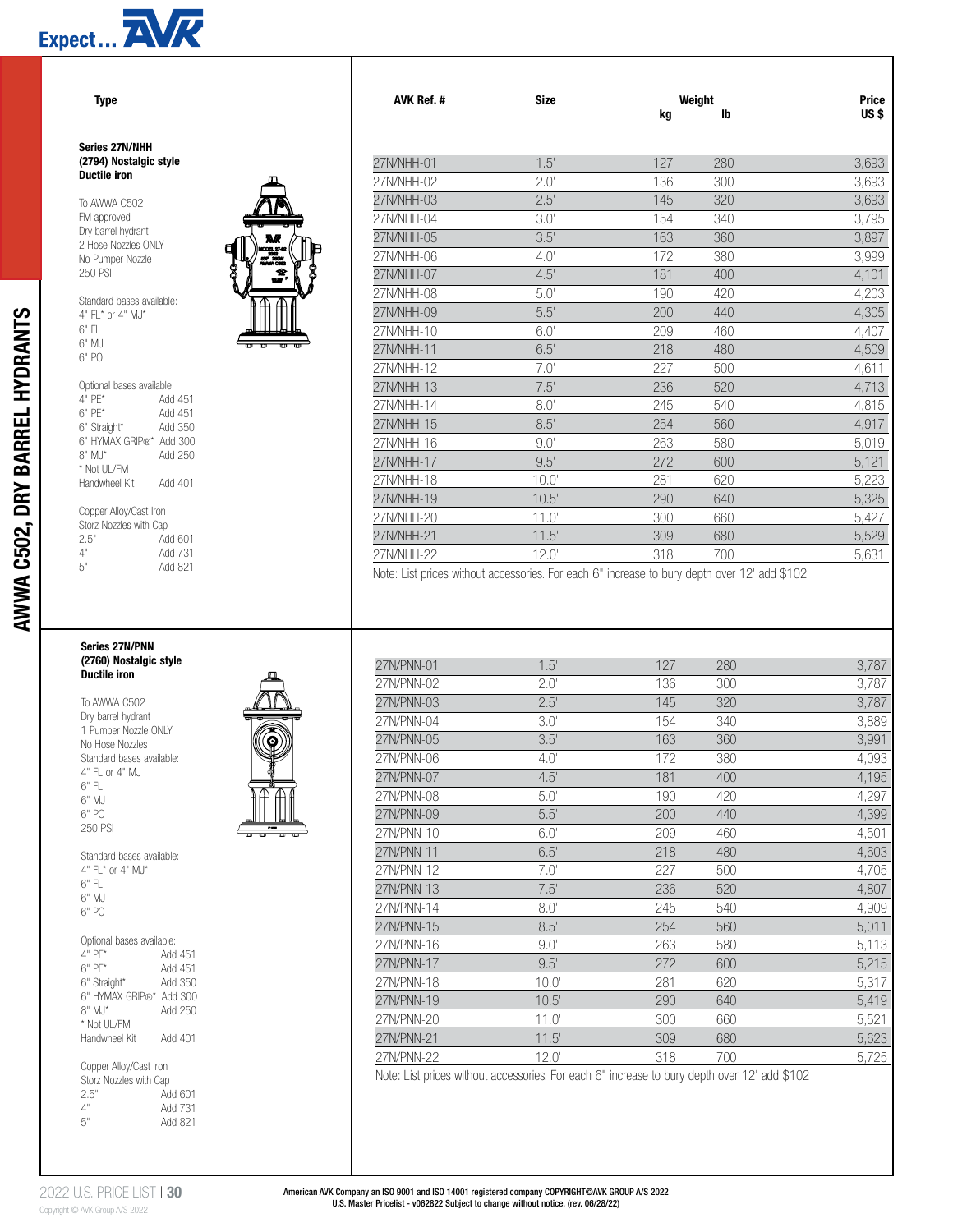# AWWA C502, DRY BARREL HYDRANTS

| Type | AVK Ref. # | Size | Weight kg | Weight lb | Price US $ |
|---|---|---|---|---|---|

### Series 27N/NHH (2794) Nostalgic style Ductile iron

To AWWA C502
FM approved
Dry barrel hydrant
2 Hose Nozzles ONLY
No Pumper Nozzle
250 PSI

Standard bases available:
4" FL* or 4" MJ*
6" FL
6" MJ
6" PO

Optional bases available:
4" PE* Add 451
6" PE* Add 451
6" Straight* Add 350
6" HYMAX GRIP®* Add 300
8" MJ* Add 250
* Not UL/FM
Handwheel Kit Add 401

Copper Alloy/Cast Iron Storz Nozzles with Cap
2.5" Add 601
4" Add 731
5" Add 821

| AVK Ref. # | Size | kg | lb | Price US $ |
|---|---|---|---|---|
| 27N/NHH-01 | 1.5' | 127 | 280 | 3,693 |
| 27N/NHH-02 | 2.0' | 136 | 300 | 3,693 |
| 27N/NHH-03 | 2.5' | 145 | 320 | 3,693 |
| 27N/NHH-04 | 3.0' | 154 | 340 | 3,795 |
| 27N/NHH-05 | 3.5' | 163 | 360 | 3,897 |
| 27N/NHH-06 | 4.0' | 172 | 380 | 3,999 |
| 27N/NHH-07 | 4.5' | 181 | 400 | 4,101 |
| 27N/NHH-08 | 5.0' | 190 | 420 | 4,203 |
| 27N/NHH-09 | 5.5' | 200 | 440 | 4,305 |
| 27N/NHH-10 | 6.0' | 209 | 460 | 4,407 |
| 27N/NHH-11 | 6.5' | 218 | 480 | 4,509 |
| 27N/NHH-12 | 7.0' | 227 | 500 | 4,611 |
| 27N/NHH-13 | 7.5' | 236 | 520 | 4,713 |
| 27N/NHH-14 | 8.0' | 245 | 540 | 4,815 |
| 27N/NHH-15 | 8.5' | 254 | 560 | 4,917 |
| 27N/NHH-16 | 9.0' | 263 | 580 | 5,019 |
| 27N/NHH-17 | 9.5' | 272 | 600 | 5,121 |
| 27N/NHH-18 | 10.0' | 281 | 620 | 5,223 |
| 27N/NHH-19 | 10.5' | 290 | 640 | 5,325 |
| 27N/NHH-20 | 11.0' | 300 | 660 | 5,427 |
| 27N/NHH-21 | 11.5' | 309 | 680 | 5,529 |
| 27N/NHH-22 | 12.0' | 318 | 700 | 5,631 |

Note: List prices without accessories. For each 6" increase to bury depth over 12' add $102

### Series 27N/PNN (2760) Nostalgic style Ductile iron

To AWWA C502
Dry barrel hydrant
1 Pumper Nozzle ONLY
No Hose Nozzles
Standard bases available:
4" FL or 4" MJ
6" FL
6" MJ
6" PO
250 PSI

Standard bases available:
4" FL* or 4" MJ*
6" FL
6" MJ
6" PO

Optional bases available:
4" PE* Add 451
6" PE* Add 451
6" Straight* Add 350
6" HYMAX GRIP®* Add 300
8" MJ* Add 250
* Not UL/FM
Handwheel Kit Add 401

Copper Alloy/Cast Iron Storz Nozzles with Cap
2.5" Add 601
4" Add 731
5" Add 821

| AVK Ref. # | Size | kg | lb | Price US $ |
|---|---|---|---|---|
| 27N/PNN-01 | 1.5' | 127 | 280 | 3,787 |
| 27N/PNN-02 | 2.0' | 136 | 300 | 3,787 |
| 27N/PNN-03 | 2.5' | 145 | 320 | 3,787 |
| 27N/PNN-04 | 3.0' | 154 | 340 | 3,889 |
| 27N/PNN-05 | 3.5' | 163 | 360 | 3,991 |
| 27N/PNN-06 | 4.0' | 172 | 380 | 4,093 |
| 27N/PNN-07 | 4.5' | 181 | 400 | 4,195 |
| 27N/PNN-08 | 5.0' | 190 | 420 | 4,297 |
| 27N/PNN-09 | 5.5' | 200 | 440 | 4,399 |
| 27N/PNN-10 | 6.0' | 209 | 460 | 4,501 |
| 27N/PNN-11 | 6.5' | 218 | 480 | 4,603 |
| 27N/PNN-12 | 7.0' | 227 | 500 | 4,705 |
| 27N/PNN-13 | 7.5' | 236 | 520 | 4,807 |
| 27N/PNN-14 | 8.0' | 245 | 540 | 4,909 |
| 27N/PNN-15 | 8.5' | 254 | 560 | 5,011 |
| 27N/PNN-16 | 9.0' | 263 | 580 | 5,113 |
| 27N/PNN-17 | 9.5' | 272 | 600 | 5,215 |
| 27N/PNN-18 | 10.0' | 281 | 620 | 5,317 |
| 27N/PNN-19 | 10.5' | 290 | 640 | 5,419 |
| 27N/PNN-20 | 11.0' | 300 | 660 | 5,521 |
| 27N/PNN-21 | 11.5' | 309 | 680 | 5,623 |
| 27N/PNN-22 | 12.0' | 318 | 700 | 5,725 |

Note: List prices without accessories. For each 6" increase to bury depth over 12' add $102

American AVK Company an ISO 9001 and ISO 14001 registered company COPYRIGHT©AVK GROUP A/S 2022
U.S. Master Pricelist - v062822 Subject to change without notice. (rev. 06/28/22)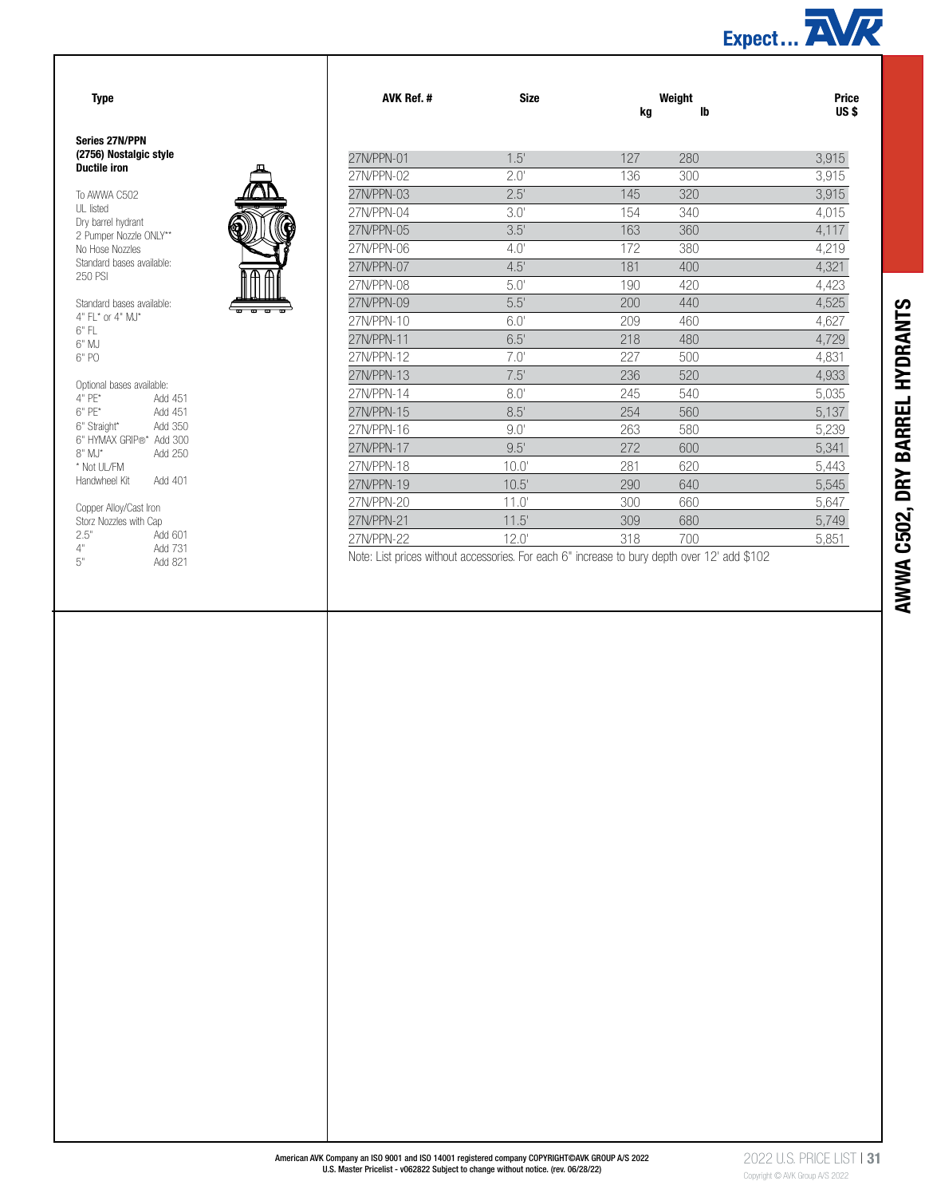| Type | AVK Ref. # | Size | Weight kg | Weight lb | Price US $ |
|---|---|---|---|---|---|
| | 27N/PPN-01 | 1.5' | 127 | 280 | 3,915 |
| | 27N/PPN-02 | 2.0' | 136 | 300 | 3,915 |
| | 27N/PPN-03 | 2.5' | 145 | 320 | 3,915 |
| | 27N/PPN-04 | 3.0' | 154 | 340 | 4,015 |
| | 27N/PPN-05 | 3.5' | 163 | 360 | 4,117 |
| | 27N/PPN-06 | 4.0' | 172 | 380 | 4,219 |
| | 27N/PPN-07 | 4.5' | 181 | 400 | 4,321 |
| | 27N/PPN-08 | 5.0' | 190 | 420 | 4,423 |
| | 27N/PPN-09 | 5.5' | 200 | 440 | 4,525 |
| | 27N/PPN-10 | 6.0' | 209 | 460 | 4,627 |
| | 27N/PPN-11 | 6.5' | 218 | 480 | 4,729 |
| | 27N/PPN-12 | 7.0' | 227 | 500 | 4,831 |
| | 27N/PPN-13 | 7.5' | 236 | 520 | 4,933 |
| | 27N/PPN-14 | 8.0' | 245 | 540 | 5,035 |
| | 27N/PPN-15 | 8.5' | 254 | 560 | 5,137 |
| | 27N/PPN-16 | 9.0' | 263 | 580 | 5,239 |
| | 27N/PPN-17 | 9.5' | 272 | 600 | 5,341 |
| | 27N/PPN-18 | 10.0' | 281 | 620 | 5,443 |
| | 27N/PPN-19 | 10.5' | 290 | 640 | 5,545 |
| | 27N/PPN-20 | 11.0' | 300 | 660 | 5,647 |
| | 27N/PPN-21 | 11.5' | 309 | 680 | 5,749 |
| | 27N/PPN-22 | 12.0' | 318 | 700 | 5,851 |

**Series 27N/PPN (2756) Nostalgic style Ductile iron**

To AWWA C502
UL listed
Dry barrel hydrant
2 Pumper Nozzle ONLY**
No Hose Nozzles
Standard bases available:
250 PSI

Standard bases available:
4" FL* or 4" MJ*
6" FL
6" MJ
6" PO

Optional bases available:

| | |
|---|---|
| 4" PE* | Add 451 |
| 6" PE* | Add 451 |
| 6" Straight* | Add 350 |
| 6" HYMAX GRIP®* | Add 300 |
| 8" MJ* | Add 250 |

* Not UL/FM

| | |
|---|---|
| Handwheel Kit | Add 401 |

Copper Alloy/Cast Iron
Storz Nozzles with Cap

| | |
|---|---|
| 2.5" | Add 601 |
| 4" | Add 731 |
| 5" | Add 821 |

Note: List prices without accessories. For each 6" increase to bury depth over 12' add $102

AWWA C502, DRY BARREL HYDRANTS

American AVK Company an ISO 9001 and ISO 14001 registered company COPYRIGHT©AVK GROUP A/S 2022
U.S. Master Pricelist - v062822 Subject to change without notice. (rev. 06/28/22)